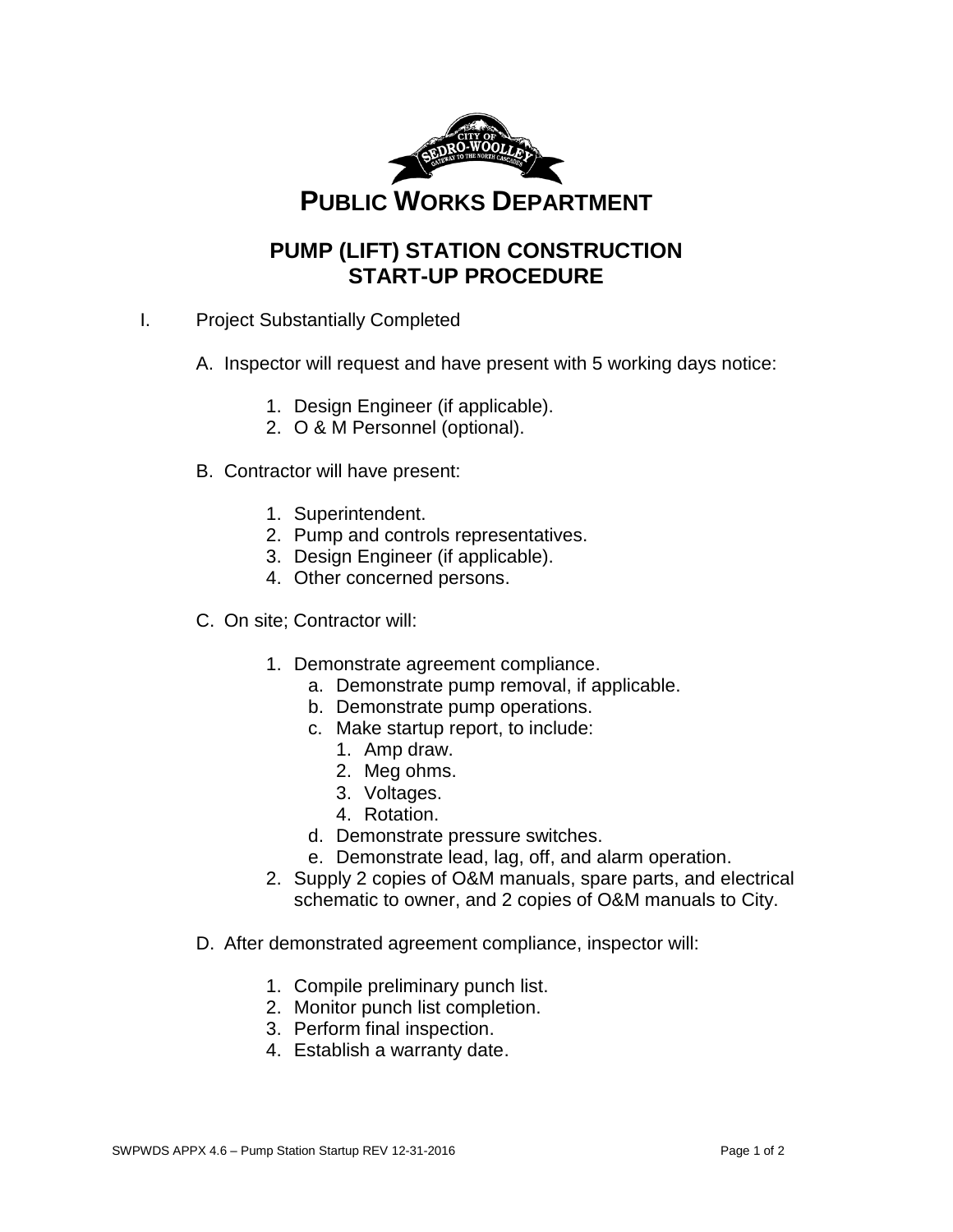# PUBLIC WORKS DEPARTMENT

## PUMP (LIFT) STATION CONSTRUCTION START-UP PROCEDURE

I. Project Substantially Completed

A. Inspector will request and have present with 5 working days notice:

1. Design Engineer (if applicable).
2. O & M Personnel (optional).

B. Contractor will have present:

1. Superintendent.
2. Pump and controls representatives.
3. Design Engineer (if applicable).
4. Other concerned persons.

C. On site; Contractor will:

1. Demonstrate agreement compliance.
   a. Demonstrate pump removal, if applicable.
   b. Demonstrate pump operations.
   c. Make startup report, to include:
      1. Amp draw.
      2. Meg ohms.
      3. Voltages.
      4. Rotation.
   d. Demonstrate pressure switches.
   e. Demonstrate lead, lag, off, and alarm operation.
2. Supply 2 copies of O&M manuals, spare parts, and electrical schematic to owner, and 2 copies of O&M manuals to City.

D. After demonstrated agreement compliance, inspector will:

1. Compile preliminary punch list.
2. Monitor punch list completion.
3. Perform final inspection.
4. Establish a warranty date.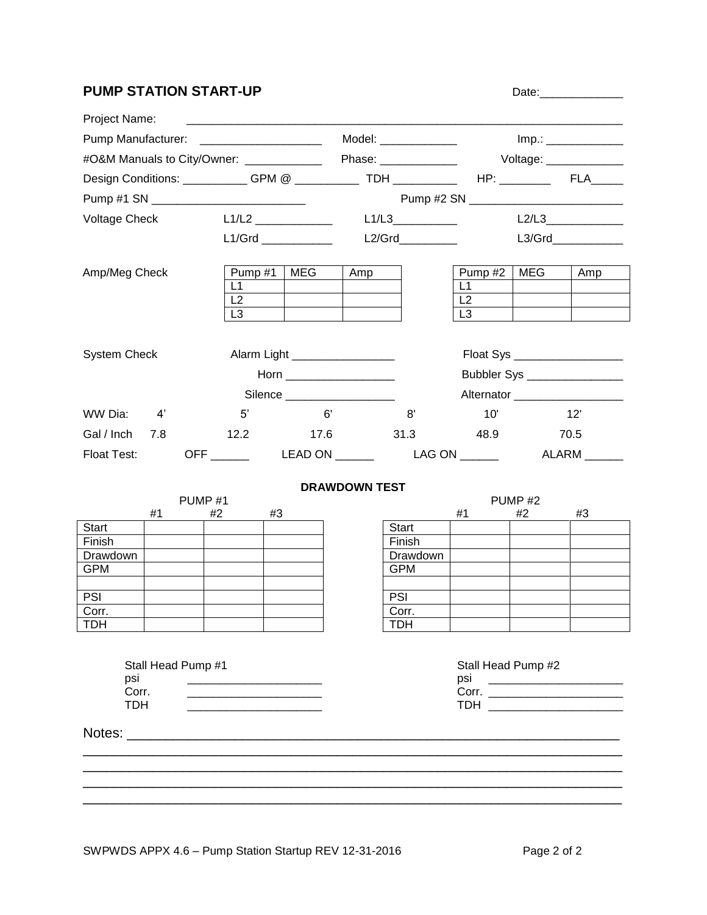## PUMP STATION START-UP

Date:_____________

Project Name: ______________________________________________________________________

Pump Manufacturer: ___________________ Model: ____________ Imp.: ____________

#O&M Manuals to City/Owner: ____________ Phase: ____________ Voltage: ____________

Design Conditions: __________ GPM @ __________ TDH __________ HP: ________ FLA_____

Pump #1 SN ________________________ Pump #2 SN ________________________

Voltage Check L1/L2 ____________ L1/L3__________ L2/L3____________

L1/Grd ___________ L2/Grd_________ L3/Grd___________

Amp/Meg Check

| Pump #1 | MEG | Amp |
|---|---|---|
| L1 | | |
| L2 | | |
| L3 | | |

| Pump #2 | MEG | Amp |
|---|---|---|
| L1 | | |
| L2 | | |
| L3 | | |

System Check

Alarm Light ________________ Float Sys _________________

Horn _________________ Bubbler Sys _______________

Silence _________________ Alternator _________________

| | | | | | | |
|---|---|---|---|---|---|---|
| WW Dia: | 4' | 5' | 6' | 8' | 10' | 12' |
| Gal / Inch | 7.8 | 12.2 | 17.6 | 31.3 | 48.9 | 70.5 |

Float Test: OFF ______ LEAD ON ______ LAG ON ______ ALARM ______

### DRAWDOWN TEST

PUMP #1

| | #1 | #2 | #3 |
|---|---|---|---|
| Start | | | |
| Finish | | | |
| Drawdown | | | |
| GPM | | | |
| | | | |
| PSI | | | |
| Corr. | | | |
| TDH | | | |

PUMP #2

| | #1 | #2 | #3 |
|---|---|---|---|
| Start | | | |
| Finish | | | |
| Drawdown | | | |
| GPM | | | |
| | | | |
| PSI | | | |
| Corr. | | | |
| TDH | | | |

Stall Head Pump #1

psi _____________________

Corr. _____________________

TDH _____________________

Stall Head Pump #2

psi _____________________

Corr. _____________________

TDH _____________________

Notes: ______________________________________________________________________

______________________________________________________________________________

______________________________________________________________________________

______________________________________________________________________________

______________________________________________________________________________

SWPWDS APPX 4.6 – Pump Station Startup REV 12-31-2016